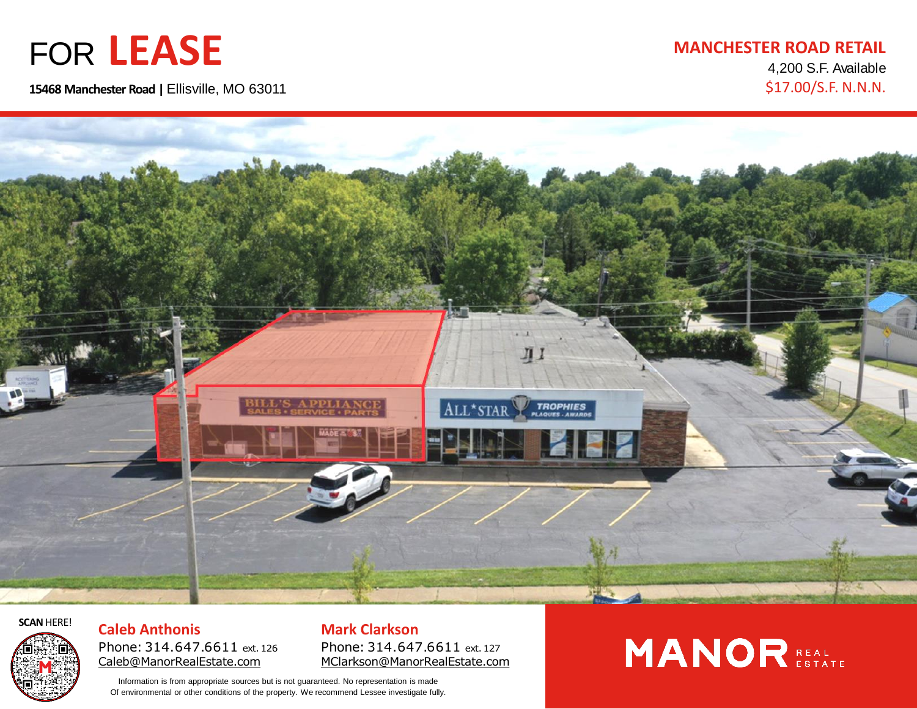# FOR LEASE

**15468 Manchester Road |** Ellisville, MO 63011

## MANCHESTER ROAD RETAIL

4,200 S.F. Available

$17.00/S.F. N.N.N.

**SCAN** HERE!

**Caleb Anthonis**
Phone: 314.647.6611 ext. 126
Caleb@ManorRealEstate.com

**Mark Clarkson**
Phone: 314.647.6611 ext. 127
MClarkson@ManorRealEstate.com

Information is from appropriate sources but is not guaranteed. No representation is made Of environmental or other conditions of the property. We recommend Lessee investigate fully.

MANOR REAL ESTATE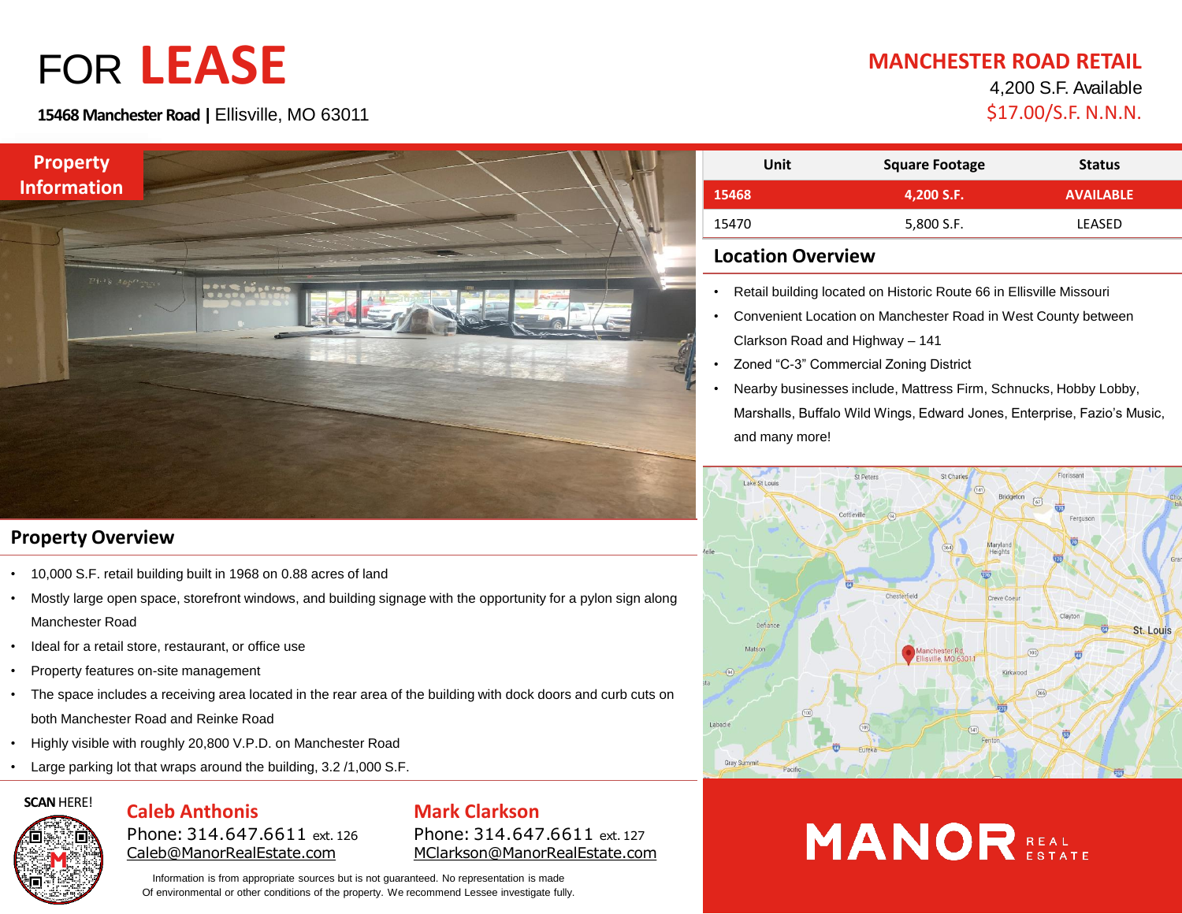# FOR LEASE

**15468 Manchester Road |** Ellisville, MO 63011

## MANCHESTER ROAD RETAIL

4,200 S.F. Available

$17.00/S.F. N.N.N.

## Property Information

| Unit | Square Footage | Status |
|---|---|---|
| 15468 | 4,200 S.F. | AVAILABLE |
| 15470 | 5,800 S.F. | LEASED |

## Location Overview

- Retail building located on Historic Route 66 in Ellisville Missouri
- Convenient Location on Manchester Road in West County between Clarkson Road and Highway – 141
- Zoned "C-3" Commercial Zoning District
- Nearby businesses include, Mattress Firm, Schnucks, Hobby Lobby, Marshalls, Buffalo Wild Wings, Edward Jones, Enterprise, Fazio's Music, and many more!

## Property Overview

- 10,000 S.F. retail building built in 1968 on 0.88 acres of land
- Mostly large open space, storefront windows, and building signage with the opportunity for a pylon sign along Manchester Road
- Ideal for a retail store, restaurant, or office use
- Property features on-site management
- The space includes a receiving area located in the rear area of the building with dock doors and curb cuts on both Manchester Road and Reinke Road
- Highly visible with roughly 20,800 V.P.D. on Manchester Road
- Large parking lot that wraps around the building, 3.2 /1,000 S.F.

**SCAN** HERE!

**Caleb Anthonis**
Phone: 314.647.6611 ext. 126
Caleb@ManorRealEstate.com

**Mark Clarkson**
Phone: 314.647.6611 ext. 127
MClarkson@ManorRealEstate.com

Information is from appropriate sources but is not guaranteed. No representation is made Of environmental or other conditions of the property. We recommend Lessee investigate fully.

MANOR REAL ESTATE